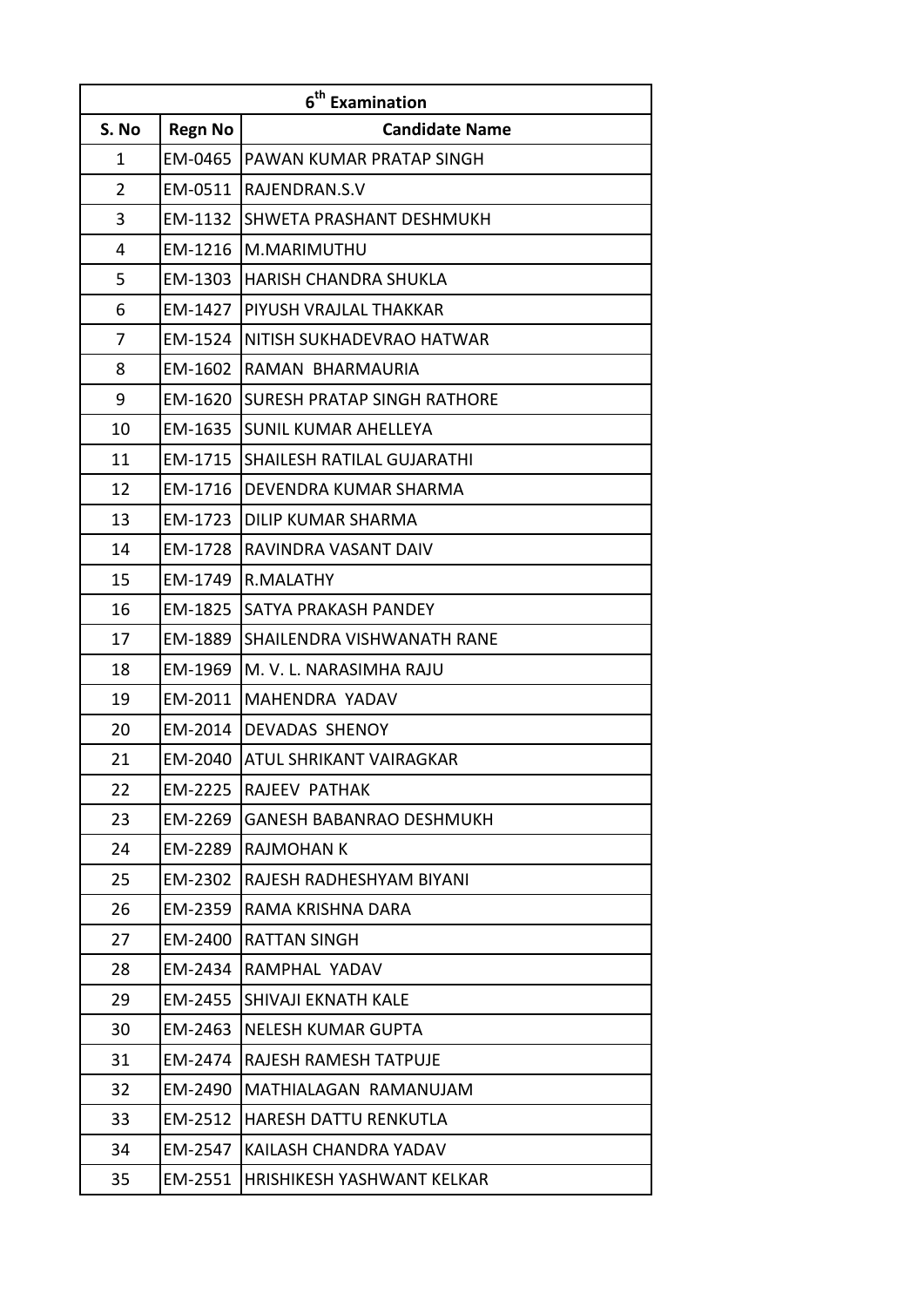| 6th Examination | | |
|---|---|---|
| **S. No** | **Regn No** | **Candidate Name** |
| 1 | EM-0465 | PAWAN KUMAR PRATAP SINGH |
| 2 | EM-0511 | RAJENDRAN.S.V |
| 3 | EM-1132 | SHWETA PRASHANT DESHMUKH |
| 4 | EM-1216 | M.MARIMUTHU |
| 5 | EM-1303 | HARISH CHANDRA SHUKLA |
| 6 | EM-1427 | PIYUSH VRAJLAL THAKKAR |
| 7 | EM-1524 | NITISH SUKHADEVRAO HATWAR |
| 8 | EM-1602 | RAMAN BHARMAURIA |
| 9 | EM-1620 | SURESH PRATAP SINGH RATHORE |
| 10 | EM-1635 | SUNIL KUMAR AHELLEYA |
| 11 | EM-1715 | SHAILESH RATILAL GUJARATHI |
| 12 | EM-1716 | DEVENDRA KUMAR SHARMA |
| 13 | EM-1723 | DILIP KUMAR SHARMA |
| 14 | EM-1728 | RAVINDRA VASANT DAIV |
| 15 | EM-1749 | R.MALATHY |
| 16 | EM-1825 | SATYA PRAKASH PANDEY |
| 17 | EM-1889 | SHAILENDRA VISHWANATH RANE |
| 18 | EM-1969 | M. V. L. NARASIMHA RAJU |
| 19 | EM-2011 | MAHENDRA YADAV |
| 20 | EM-2014 | DEVADAS SHENOY |
| 21 | EM-2040 | ATUL SHRIKANT VAIRAGKAR |
| 22 | EM-2225 | RAJEEV PATHAK |
| 23 | EM-2269 | GANESH BABANRAO DESHMUKH |
| 24 | EM-2289 | RAJMOHAN K |
| 25 | EM-2302 | RAJESH RADHESHYAM BIYANI |
| 26 | EM-2359 | RAMA KRISHNA DARA |
| 27 | EM-2400 | RATTAN SINGH |
| 28 | EM-2434 | RAMPHAL YADAV |
| 29 | EM-2455 | SHIVAJI EKNATH KALE |
| 30 | EM-2463 | NELESH KUMAR GUPTA |
| 31 | EM-2474 | RAJESH RAMESH TATPUJE |
| 32 | EM-2490 | MATHIALAGAN RAMANUJAM |
| 33 | EM-2512 | HARESH DATTU RENKUTLA |
| 34 | EM-2547 | KAILASH CHANDRA YADAV |
| 35 | EM-2551 | HRISHIKESH YASHWANT KELKAR |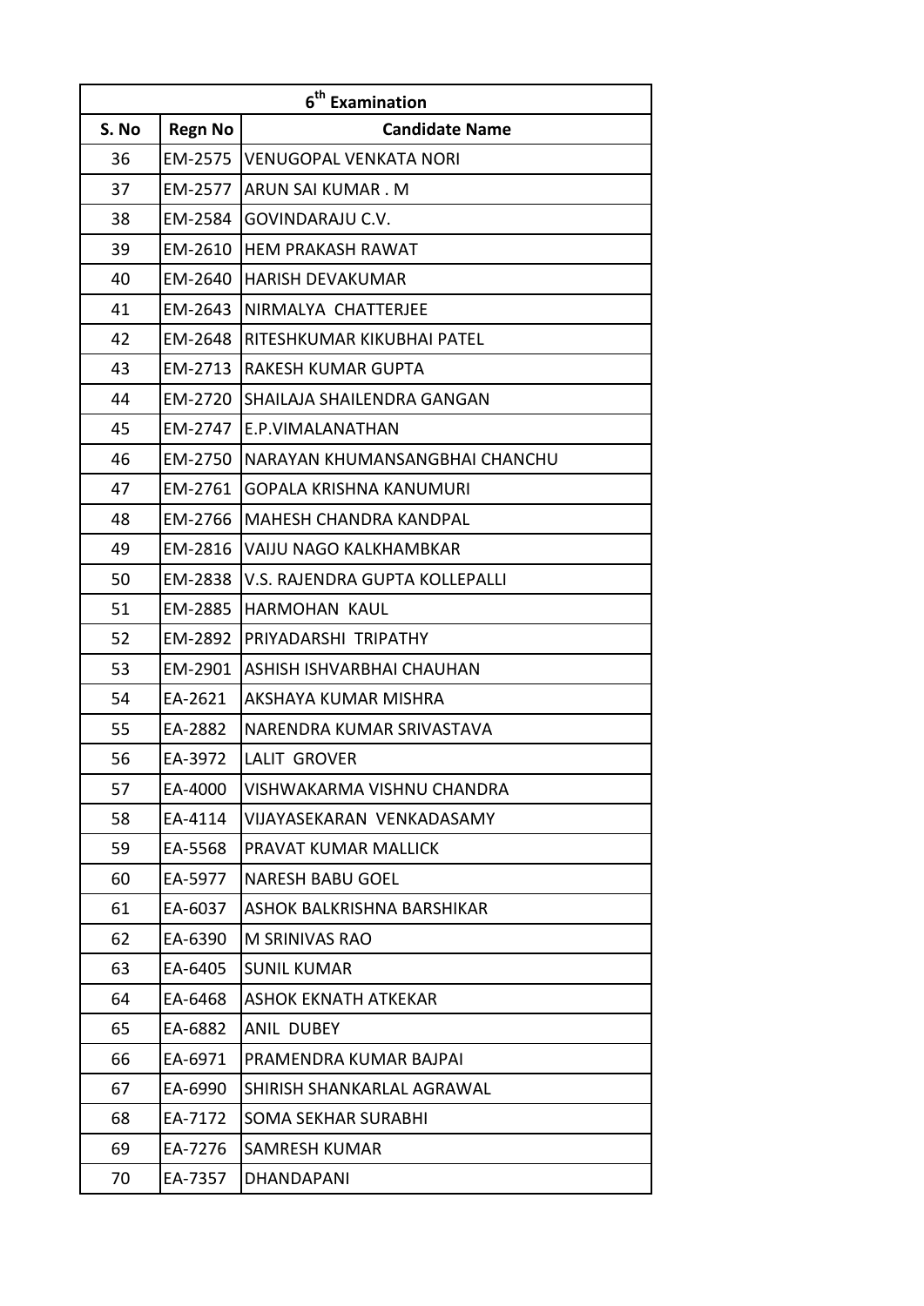| 6th Examination | | |
|---|---|---|
| S. No | Regn No | Candidate Name |
| 36 | EM-2575 | VENUGOPAL VENKATA NORI |
| 37 | EM-2577 | ARUN SAI KUMAR . M |
| 38 | EM-2584 | GOVINDARAJU C.V. |
| 39 | EM-2610 | HEM PRAKASH RAWAT |
| 40 | EM-2640 | HARISH DEVAKUMAR |
| 41 | EM-2643 | NIRMALYA CHATTERJEE |
| 42 | EM-2648 | RITESHKUMAR KIKUBHAI PATEL |
| 43 | EM-2713 | RAKESH KUMAR GUPTA |
| 44 | EM-2720 | SHAILAJA SHAILENDRA GANGAN |
| 45 | EM-2747 | E.P.VIMALANATHAN |
| 46 | EM-2750 | NARAYAN KHUMANSANGBHAI CHANCHU |
| 47 | EM-2761 | GOPALA KRISHNA KANUMURI |
| 48 | EM-2766 | MAHESH CHANDRA KANDPAL |
| 49 | EM-2816 | VAIJU NAGO KALKHAMBKAR |
| 50 | EM-2838 | V.S. RAJENDRA GUPTA KOLLEPALLI |
| 51 | EM-2885 | HARMOHAN KAUL |
| 52 | EM-2892 | PRIYADARSHI TRIPATHY |
| 53 | EM-2901 | ASHISH ISHVARBHAI CHAUHAN |
| 54 | EA-2621 | AKSHAYA KUMAR MISHRA |
| 55 | EA-2882 | NARENDRA KUMAR SRIVASTAVA |
| 56 | EA-3972 | LALIT GROVER |
| 57 | EA-4000 | VISHWAKARMA VISHNU CHANDRA |
| 58 | EA-4114 | VIJAYASEKARAN VENKADASAMY |
| 59 | EA-5568 | PRAVAT KUMAR MALLICK |
| 60 | EA-5977 | NARESH BABU GOEL |
| 61 | EA-6037 | ASHOK BALKRISHNA BARSHIKAR |
| 62 | EA-6390 | M SRINIVAS RAO |
| 63 | EA-6405 | SUNIL KUMAR |
| 64 | EA-6468 | ASHOK EKNATH ATKEKAR |
| 65 | EA-6882 | ANIL DUBEY |
| 66 | EA-6971 | PRAMENDRA KUMAR BAJPAI |
| 67 | EA-6990 | SHIRISH SHANKARLAL AGRAWAL |
| 68 | EA-7172 | SOMA SEKHAR SURABHI |
| 69 | EA-7276 | SAMRESH KUMAR |
| 70 | EA-7357 | DHANDAPANI |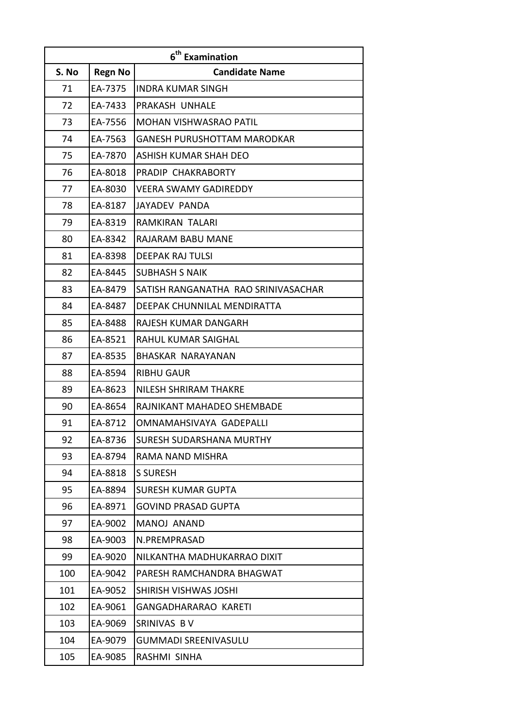| 6th Examination | | |
|---|---|---|
| S. No | Regn No | Candidate Name |
| 71 | EA-7375 | INDRA KUMAR SINGH |
| 72 | EA-7433 | PRAKASH UNHALE |
| 73 | EA-7556 | MOHAN VISHWASRAO PATIL |
| 74 | EA-7563 | GANESH PURUSHOTTAM MARODKAR |
| 75 | EA-7870 | ASHISH KUMAR SHAH DEO |
| 76 | EA-8018 | PRADIP CHAKRABORTY |
| 77 | EA-8030 | VEERA SWAMY GADIREDDY |
| 78 | EA-8187 | JAYADEV PANDA |
| 79 | EA-8319 | RAMKIRAN TALARI |
| 80 | EA-8342 | RAJARAM BABU MANE |
| 81 | EA-8398 | DEEPAK RAJ TULSI |
| 82 | EA-8445 | SUBHASH S NAIK |
| 83 | EA-8479 | SATISH RANGANATHA RAO SRINIVASACHAR |
| 84 | EA-8487 | DEEPAK CHUNNILAL MENDIRATTA |
| 85 | EA-8488 | RAJESH KUMAR DANGARH |
| 86 | EA-8521 | RAHUL KUMAR SAIGHAL |
| 87 | EA-8535 | BHASKAR NARAYANAN |
| 88 | EA-8594 | RIBHU GAUR |
| 89 | EA-8623 | NILESH SHRIRAM THAKRE |
| 90 | EA-8654 | RAJNIKANT MAHADEO SHEMBADE |
| 91 | EA-8712 | OMNAMAHSIVAYA GADEPALLI |
| 92 | EA-8736 | SURESH SUDARSHANA MURTHY |
| 93 | EA-8794 | RAMA NAND MISHRA |
| 94 | EA-8818 | S SURESH |
| 95 | EA-8894 | SURESH KUMAR GUPTA |
| 96 | EA-8971 | GOVIND PRASAD GUPTA |
| 97 | EA-9002 | MANOJ ANAND |
| 98 | EA-9003 | N.PREMPRASAD |
| 99 | EA-9020 | NILKANTHA MADHUKARRAO DIXIT |
| 100 | EA-9042 | PARESH RAMCHANDRA BHAGWAT |
| 101 | EA-9052 | SHIRISH VISHWAS JOSHI |
| 102 | EA-9061 | GANGADHARARAO KARETI |
| 103 | EA-9069 | SRINIVAS B V |
| 104 | EA-9079 | GUMMADI SREENIVASULU |
| 105 | EA-9085 | RASHMI SINHA |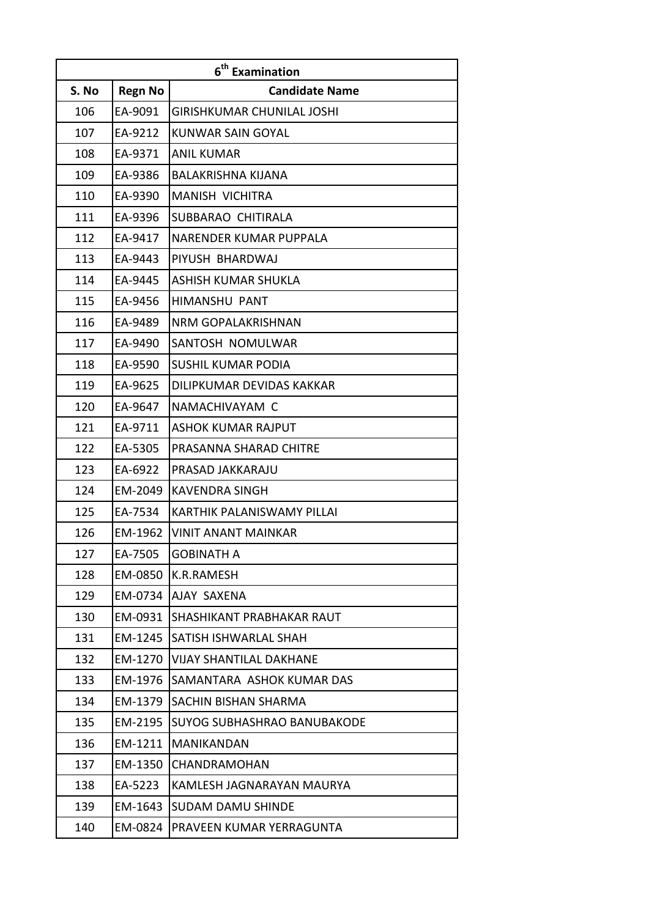| 6th Examination | | |
|---|---|---|
| S. No | Regn No | Candidate Name |
| 106 | EA-9091 | GIRISHKUMAR CHUNILAL JOSHI |
| 107 | EA-9212 | KUNWAR SAIN GOYAL |
| 108 | EA-9371 | ANIL KUMAR |
| 109 | EA-9386 | BALAKRISHNA KIJANA |
| 110 | EA-9390 | MANISH VICHITRA |
| 111 | EA-9396 | SUBBARAO CHITIRALA |
| 112 | EA-9417 | NARENDER KUMAR PUPPALA |
| 113 | EA-9443 | PIYUSH BHARDWAJ |
| 114 | EA-9445 | ASHISH KUMAR SHUKLA |
| 115 | EA-9456 | HIMANSHU PANT |
| 116 | EA-9489 | NRM GOPALAKRISHNAN |
| 117 | EA-9490 | SANTOSH NOMULWAR |
| 118 | EA-9590 | SUSHIL KUMAR PODIA |
| 119 | EA-9625 | DILIPKUMAR DEVIDAS KAKKAR |
| 120 | EA-9647 | NAMACHIVAYAM C |
| 121 | EA-9711 | ASHOK KUMAR RAJPUT |
| 122 | EA-5305 | PRASANNA SHARAD CHITRE |
| 123 | EA-6922 | PRASAD JAKKARAJU |
| 124 | EM-2049 | KAVENDRA SINGH |
| 125 | EA-7534 | KARTHIK PALANISWAMY PILLAI |
| 126 | EM-1962 | VINIT ANANT MAINKAR |
| 127 | EA-7505 | GOBINATH A |
| 128 | EM-0850 | K.R.RAMESH |
| 129 | EM-0734 | AJAY SAXENA |
| 130 | EM-0931 | SHASHIKANT PRABHAKAR RAUT |
| 131 | EM-1245 | SATISH ISHWARLAL SHAH |
| 132 | EM-1270 | VIJAY SHANTILAL DAKHANE |
| 133 | EM-1976 | SAMANTARA ASHOK KUMAR DAS |
| 134 | EM-1379 | SACHIN BISHAN SHARMA |
| 135 | EM-2195 | SUYOG SUBHASHRAO BANUBAKODE |
| 136 | EM-1211 | MANIKANDAN |
| 137 | EM-1350 | CHANDRAMOHAN |
| 138 | EA-5223 | KAMLESH JAGNARAYAN MAURYA |
| 139 | EM-1643 | SUDAM DAMU SHINDE |
| 140 | EM-0824 | PRAVEEN KUMAR YERRAGUNTA |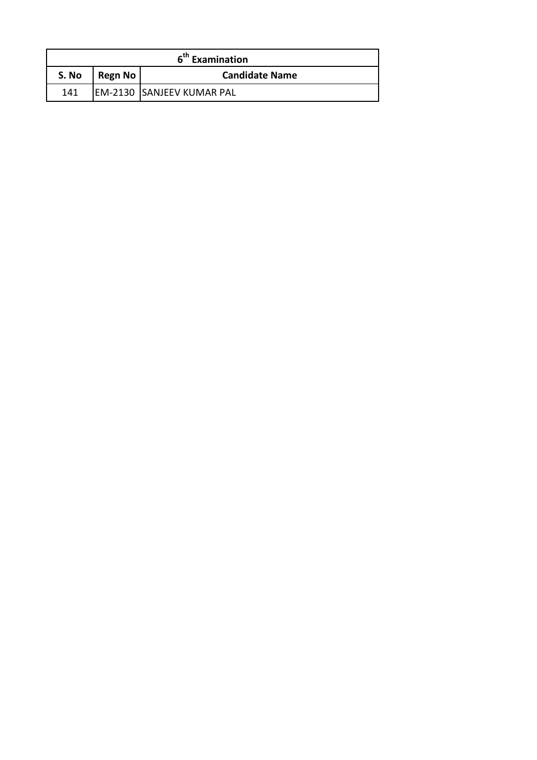| 6th Examination | | |
|---|---|---|
| S. No | Regn No | Candidate Name |
| 141 | EM-2130 | SANJEEV KUMAR PAL |